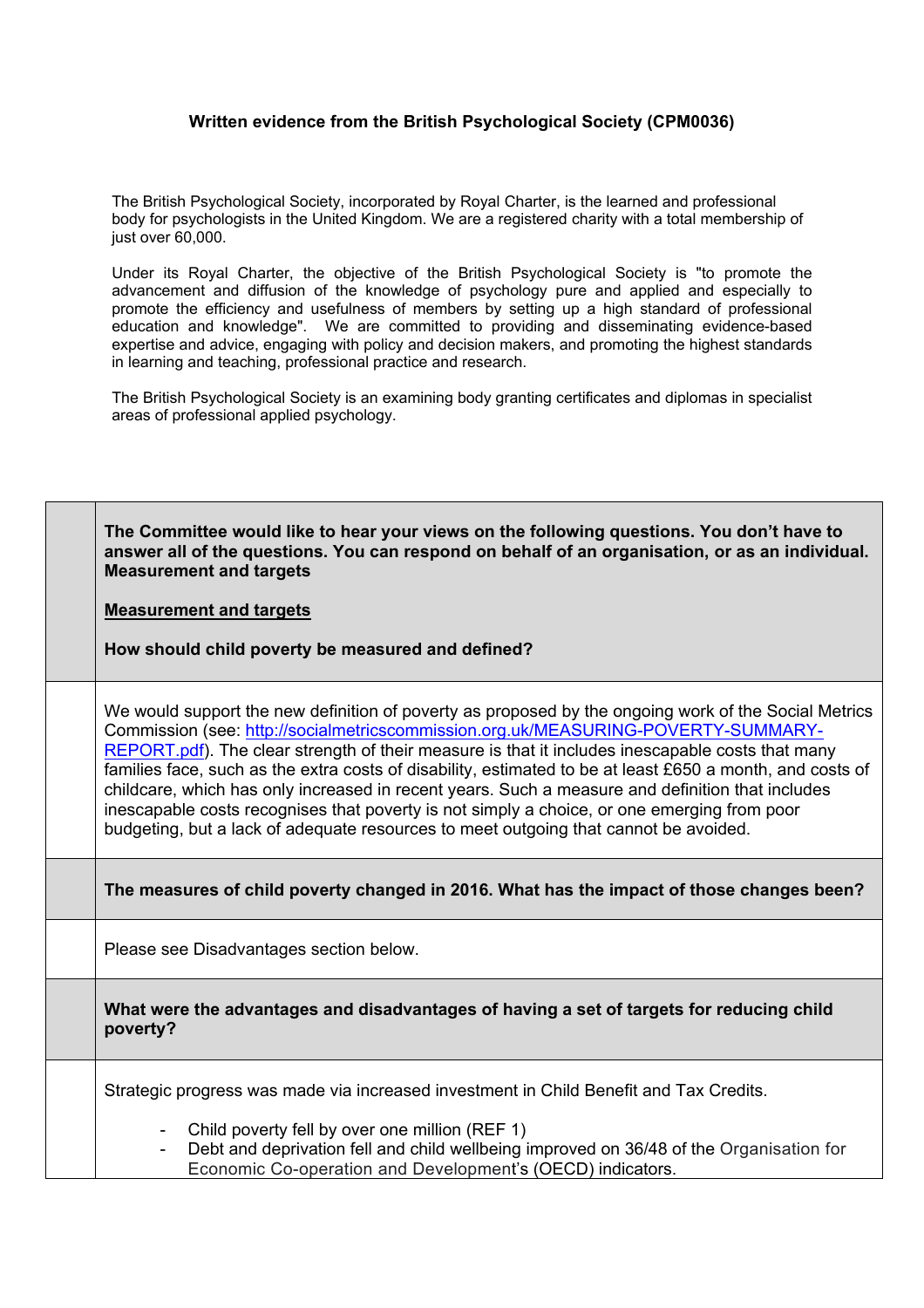**Written evidence from the British Psychological Society (CPM0036)**

The British Psychological Society, incorporated by Royal Charter, is the learned and professional body for psychologists in the United Kingdom. We are a registered charity with a total membership of just over 60,000.

Under its Royal Charter, the objective of the British Psychological Society is "to promote the advancement and diffusion of the knowledge of psychology pure and applied and especially to promote the efficiency and usefulness of members by setting up a high standard of professional education and knowledge". We are committed to providing and disseminating evidence-based expertise and advice, engaging with policy and decision makers, and promoting the highest standards in learning and teaching, professional practice and research.

The British Psychological Society is an examining body granting certificates and diplomas in specialist areas of professional applied psychology.

**The Committee would like to hear your views on the following questions. You don't have to answer all of the questions. You can respond on behalf of an organisation, or as an individual. Measurement and targets**

**Measurement and targets**

**How should child poverty be measured and defined?**

We would support the new definition of poverty as proposed by the ongoing work of the Social Metrics Commission (see: http://socialmetricscommission.org.uk/MEASURING-POVERTY-SUMMARY-REPORT.pdf). The clear strength of their measure is that it includes inescapable costs that many families face, such as the extra costs of disability, estimated to be at least £650 a month, and costs of childcare, which has only increased in recent years. Such a measure and definition that includes inescapable costs recognises that poverty is not simply a choice, or one emerging from poor budgeting, but a lack of adequate resources to meet outgoing that cannot be avoided.

**The measures of child poverty changed in 2016. What has the impact of those changes been?**

Please see Disadvantages section below.

**What were the advantages and disadvantages of having a set of targets for reducing child poverty?**

Strategic progress was made via increased investment in Child Benefit and Tax Credits.

- Child poverty fell by over one million (REF 1)
- Debt and deprivation fell and child wellbeing improved on 36/48 of the Organisation for Economic Co-operation and Development's (OECD) indicators.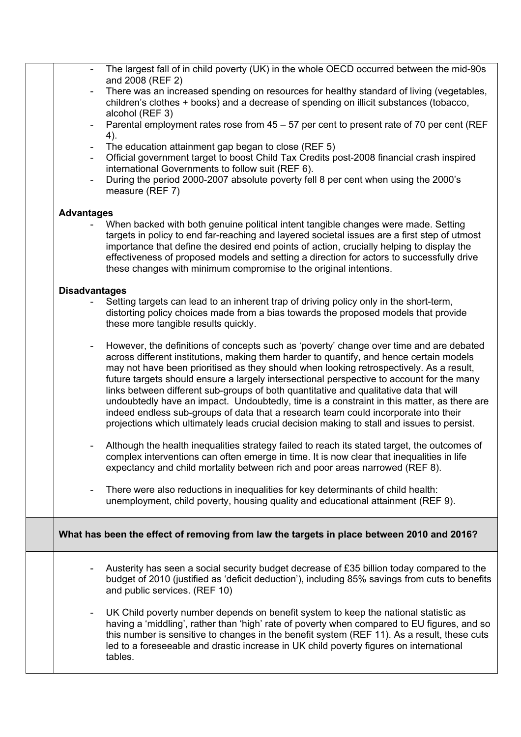- The largest fall of in child poverty (UK) in the whole OECD occurred between the mid-90s and 2008 (REF 2)
- There was an increased spending on resources for healthy standard of living (vegetables, children's clothes + books) and a decrease of spending on illicit substances (tobacco, alcohol (REF 3)
- Parental employment rates rose from 45 – 57 per cent to present rate of 70 per cent (REF 4).
- The education attainment gap began to close (REF 5)
- Official government target to boost Child Tax Credits post-2008 financial crash inspired international Governments to follow suit (REF 6).
- During the period 2000-2007 absolute poverty fell 8 per cent when using the 2000's measure (REF 7)

**Advantages**

- When backed with both genuine political intent tangible changes were made. Setting targets in policy to end far-reaching and layered societal issues are a first step of utmost importance that define the desired end points of action, crucially helping to display the effectiveness of proposed models and setting a direction for actors to successfully drive these changes with minimum compromise to the original intentions.

**Disadvantages**

- Setting targets can lead to an inherent trap of driving policy only in the short-term, distorting policy choices made from a bias towards the proposed models that provide these more tangible results quickly.

- However, the definitions of concepts such as 'poverty' change over time and are debated across different institutions, making them harder to quantify, and hence certain models may not have been prioritised as they should when looking retrospectively. As a result, future targets should ensure a largely intersectional perspective to account for the many links between different sub-groups of both quantitative and qualitative data that will undoubtedly have an impact. Undoubtedly, time is a constraint in this matter, as there are indeed endless sub-groups of data that a research team could incorporate into their projections which ultimately leads crucial decision making to stall and issues to persist.

- Although the health inequalities strategy failed to reach its stated target, the outcomes of complex interventions can often emerge in time. It is now clear that inequalities in life expectancy and child mortality between rich and poor areas narrowed (REF 8).

- There were also reductions in inequalities for key determinants of child health: unemployment, child poverty, housing quality and educational attainment (REF 9).

**What has been the effect of removing from law the targets in place between 2010 and 2016?**

- Austerity has seen a social security budget decrease of £35 billion today compared to the budget of 2010 (justified as 'deficit deduction'), including 85% savings from cuts to benefits and public services. (REF 10)

- UK Child poverty number depends on benefit system to keep the national statistic as having a 'middling', rather than 'high' rate of poverty when compared to EU figures, and so this number is sensitive to changes in the benefit system (REF 11). As a result, these cuts led to a foreseeable and drastic increase in UK child poverty figures on international tables.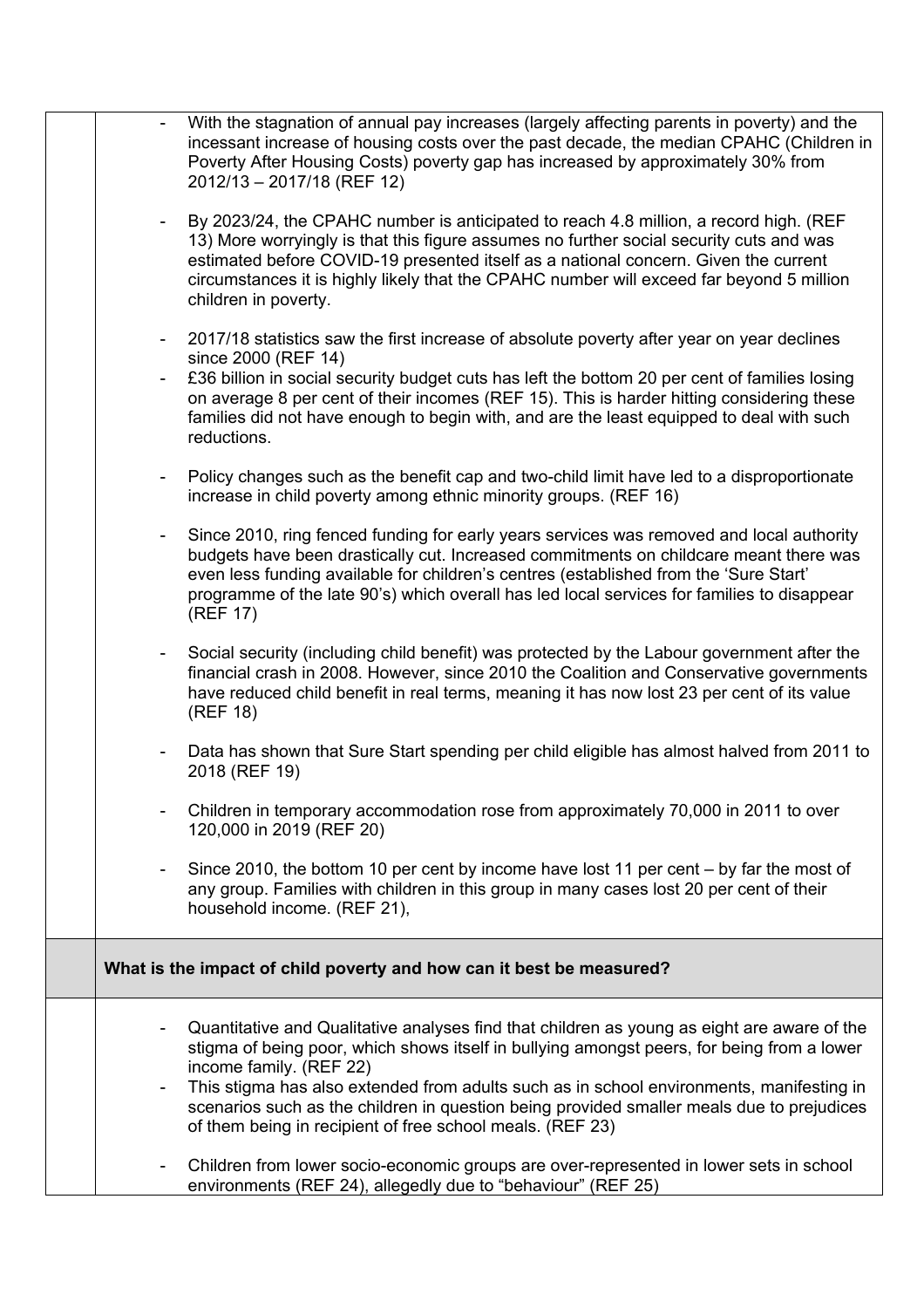- With the stagnation of annual pay increases (largely affecting parents in poverty) and the incessant increase of housing costs over the past decade, the median CPAHC (Children in Poverty After Housing Costs) poverty gap has increased by approximately 30% from 2012/13 – 2017/18 (REF 12)

- By 2023/24, the CPAHC number is anticipated to reach 4.8 million, a record high. (REF 13) More worryingly is that this figure assumes no further social security cuts and was estimated before COVID-19 presented itself as a national concern. Given the current circumstances it is highly likely that the CPAHC number will exceed far beyond 5 million children in poverty.

- 2017/18 statistics saw the first increase of absolute poverty after year on year declines since 2000 (REF 14)
- £36 billion in social security budget cuts has left the bottom 20 per cent of families losing on average 8 per cent of their incomes (REF 15). This is harder hitting considering these families did not have enough to begin with, and are the least equipped to deal with such reductions.

- Policy changes such as the benefit cap and two-child limit have led to a disproportionate increase in child poverty among ethnic minority groups. (REF 16)

- Since 2010, ring fenced funding for early years services was removed and local authority budgets have been drastically cut. Increased commitments on childcare meant there was even less funding available for children's centres (established from the 'Sure Start' programme of the late 90's) which overall has led local services for families to disappear (REF 17)

- Social security (including child benefit) was protected by the Labour government after the financial crash in 2008. However, since 2010 the Coalition and Conservative governments have reduced child benefit in real terms, meaning it has now lost 23 per cent of its value (REF 18)

- Data has shown that Sure Start spending per child eligible has almost halved from 2011 to 2018 (REF 19)

- Children in temporary accommodation rose from approximately 70,000 in 2011 to over 120,000 in 2019 (REF 20)

- Since 2010, the bottom 10 per cent by income have lost 11 per cent – by far the most of any group. Families with children in this group in many cases lost 20 per cent of their household income. (REF 21),

**What is the impact of child poverty and how can it best be measured?**

- Quantitative and Qualitative analyses find that children as young as eight are aware of the stigma of being poor, which shows itself in bullying amongst peers, for being from a lower income family. (REF 22)
- This stigma has also extended from adults such as in school environments, manifesting in scenarios such as the children in question being provided smaller meals due to prejudices of them being in recipient of free school meals. (REF 23)

- Children from lower socio-economic groups are over-represented in lower sets in school environments (REF 24), allegedly due to "behaviour" (REF 25)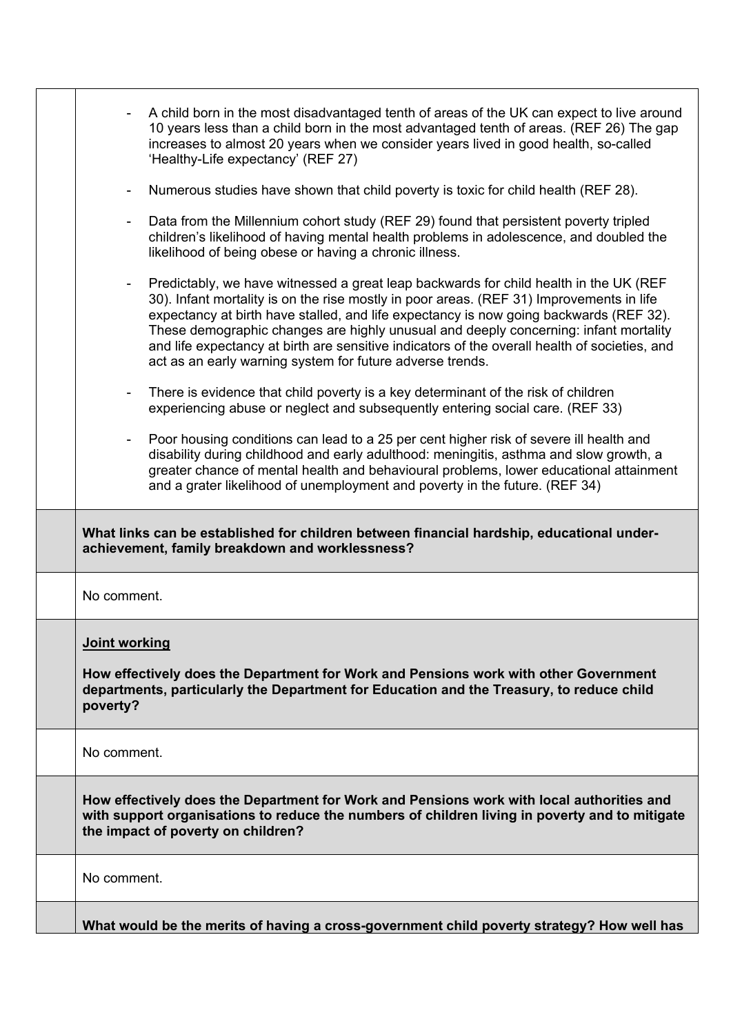- A child born in the most disadvantaged tenth of areas of the UK can expect to live around 10 years less than a child born in the most advantaged tenth of areas. (REF 26) The gap increases to almost 20 years when we consider years lived in good health, so-called 'Healthy-Life expectancy' (REF 27)
- Numerous studies have shown that child poverty is toxic for child health (REF 28).
- Data from the Millennium cohort study (REF 29) found that persistent poverty tripled children's likelihood of having mental health problems in adolescence, and doubled the likelihood of being obese or having a chronic illness.
- Predictably, we have witnessed a great leap backwards for child health in the UK (REF 30). Infant mortality is on the rise mostly in poor areas. (REF 31) Improvements in life expectancy at birth have stalled, and life expectancy is now going backwards (REF 32). These demographic changes are highly unusual and deeply concerning: infant mortality and life expectancy at birth are sensitive indicators of the overall health of societies, and act as an early warning system for future adverse trends.
- There is evidence that child poverty is a key determinant of the risk of children experiencing abuse or neglect and subsequently entering social care. (REF 33)
- Poor housing conditions can lead to a 25 per cent higher risk of severe ill health and disability during childhood and early adulthood: meningitis, asthma and slow growth, a greater chance of mental health and behavioural problems, lower educational attainment and a grater likelihood of unemployment and poverty in the future. (REF 34)

**What links can be established for children between financial hardship, educational under-achievement, family breakdown and worklessness?**

No comment.

**Joint working**

**How effectively does the Department for Work and Pensions work with other Government departments, particularly the Department for Education and the Treasury, to reduce child poverty?**

No comment.

**How effectively does the Department for Work and Pensions work with local authorities and with support organisations to reduce the numbers of children living in poverty and to mitigate the impact of poverty on children?**

No comment.

**What would be the merits of having a cross-government child poverty strategy? How well has**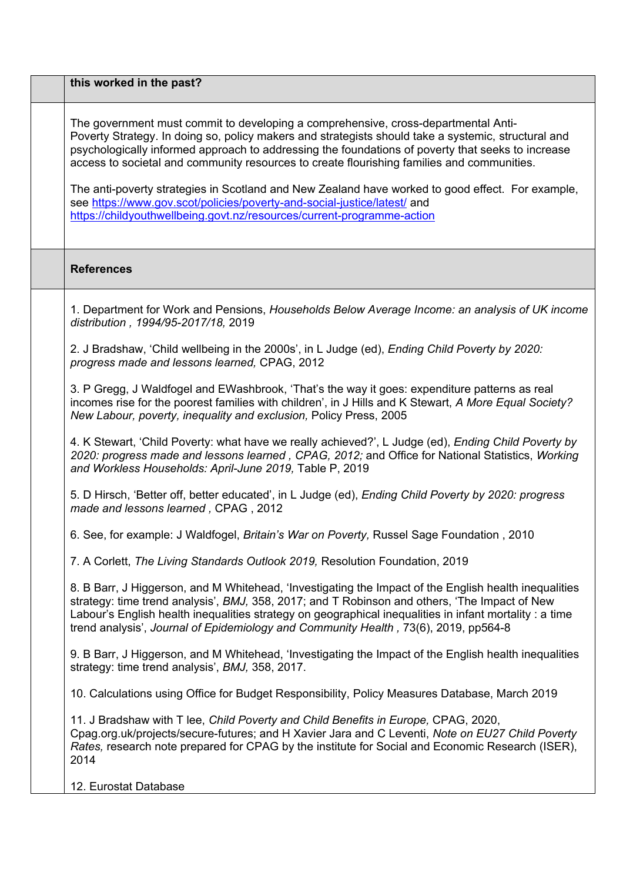**this worked in the past?**

The government must commit to developing a comprehensive, cross-departmental Anti-Poverty Strategy. In doing so, policy makers and strategists should take a systemic, structural and psychologically informed approach to addressing the foundations of poverty that seeks to increase access to societal and community resources to create flourishing families and communities.

The anti-poverty strategies in Scotland and New Zealand have worked to good effect. For example, see [https://www.gov.scot/policies/poverty-and-social-justice/latest/](https://www.gov.scot/policies/poverty-and-social-justice/latest/) and [https://childyouthwellbeing.govt.nz/resources/current-programme-action](https://childyouthwellbeing.govt.nz/resources/current-programme-action)

**References**

1. Department for Work and Pensions, *Households Below Average Income: an analysis of UK income distribution , 1994/95-2017/18,* 2019

2. J Bradshaw, 'Child wellbeing in the 2000s', in L Judge (ed), *Ending Child Poverty by 2020: progress made and lessons learned,* CPAG, 2012

3. P Gregg, J Waldfogel and EWashbrook, 'That's the way it goes: expenditure patterns as real incomes rise for the poorest families with children', in J Hills and K Stewart, *A More Equal Society? New Labour, poverty, inequality and exclusion,* Policy Press, 2005

4. K Stewart, 'Child Poverty: what have we really achieved?', L Judge (ed), *Ending Child Poverty by 2020: progress made and lessons learned , CPAG, 2012;* and Office for National Statistics, *Working and Workless Households: April-June 2019,* Table P, 2019

5. D Hirsch, 'Better off, better educated', in L Judge (ed), *Ending Child Poverty by 2020: progress made and lessons learned ,* CPAG , 2012

6. See, for example: J Waldfogel, *Britain's War on Poverty,* Russel Sage Foundation , 2010

7. A Corlett, *The Living Standards Outlook 2019,* Resolution Foundation, 2019

8. B Barr, J Higgerson, and M Whitehead, 'Investigating the Impact of the English health inequalities strategy: time trend analysis', *BMJ,* 358, 2017; and T Robinson and others, 'The Impact of New Labour's English health inequalities strategy on geographical inequalities in infant mortality : a time trend analysis', *Journal of Epidemiology and Community Health ,* 73(6), 2019, pp564-8

9. B Barr, J Higgerson, and M Whitehead, 'Investigating the Impact of the English health inequalities strategy: time trend analysis', *BMJ,* 358, 2017.

10. Calculations using Office for Budget Responsibility, Policy Measures Database, March 2019

11. J Bradshaw with T lee, *Child Poverty and Child Benefits in Europe,* CPAG, 2020, Cpag.org.uk/projects/secure-futures; and H Xavier Jara and C Leventi, *Note on EU27 Child Poverty Rates,* research note prepared for CPAG by the institute for Social and Economic Research (ISER), 2014

12. Eurostat Database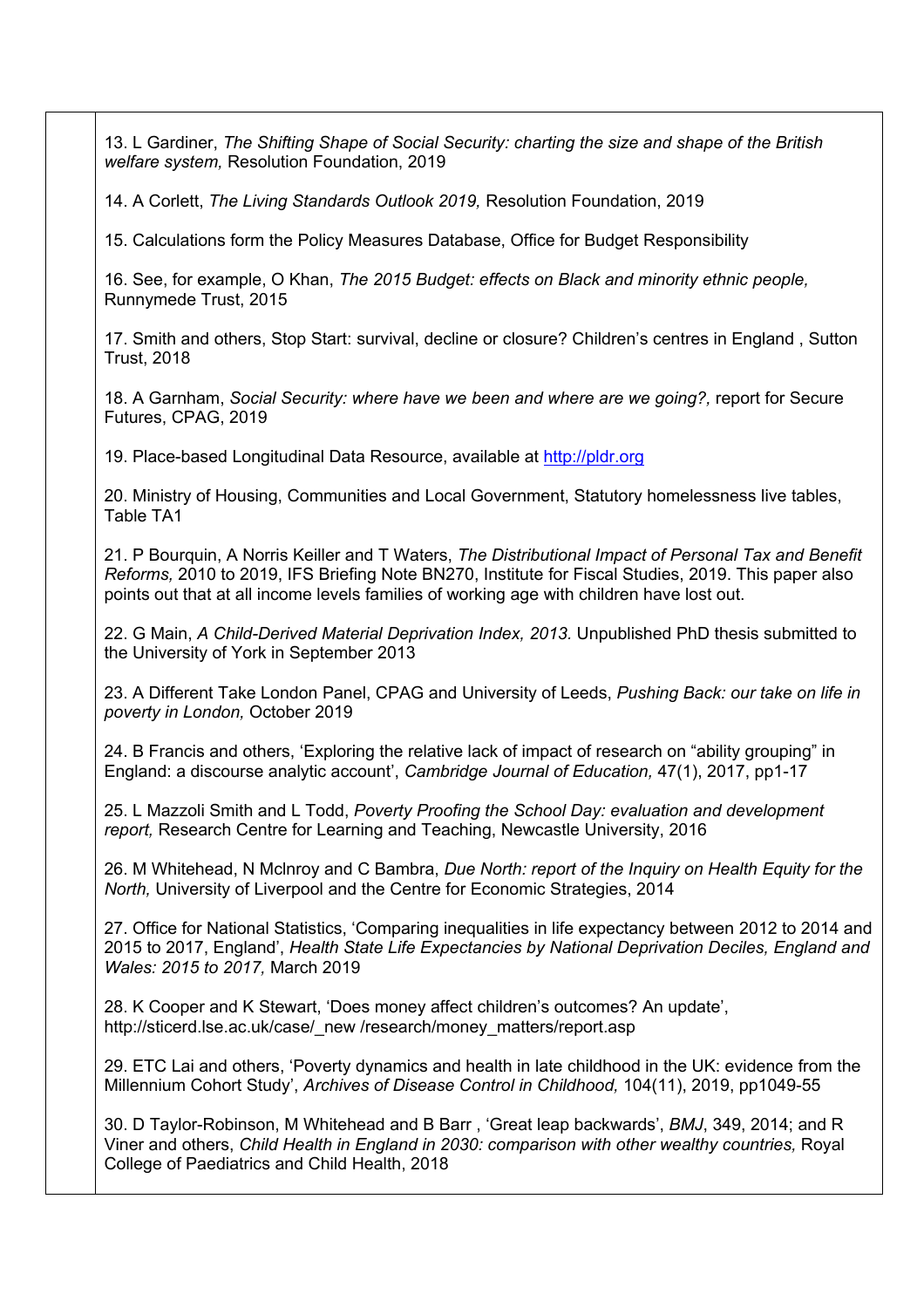13. L Gardiner, *The Shifting Shape of Social Security: charting the size and shape of the British welfare system,* Resolution Foundation, 2019

14. A Corlett, *The Living Standards Outlook 2019,* Resolution Foundation, 2019

15. Calculations form the Policy Measures Database, Office for Budget Responsibility

16. See, for example, O Khan, *The 2015 Budget: effects on Black and minority ethnic people,* Runnymede Trust, 2015

17. Smith and others, Stop Start: survival, decline or closure? Children's centres in England , Sutton Trust, 2018

18. A Garnham, *Social Security: where have we been and where are we going?,* report for Secure Futures, CPAG, 2019

19. Place-based Longitudinal Data Resource, available at [http://pldr.org](http://pldr.org)

20. Ministry of Housing, Communities and Local Government, Statutory homelessness live tables, Table TA1

21. P Bourquin, A Norris Keiller and T Waters, *The Distributional Impact of Personal Tax and Benefit Reforms,* 2010 to 2019, IFS Briefing Note BN270, Institute for Fiscal Studies, 2019. This paper also points out that at all income levels families of working age with children have lost out.

22. G Main, *A Child-Derived Material Deprivation Index, 2013.* Unpublished PhD thesis submitted to the University of York in September 2013

23. A Different Take London Panel, CPAG and University of Leeds, *Pushing Back: our take on life in poverty in London,* October 2019

24. B Francis and others, 'Exploring the relative lack of impact of research on "ability grouping" in England: a discourse analytic account', *Cambridge Journal of Education,* 47(1), 2017, pp1-17

25. L Mazzoli Smith and L Todd, *Poverty Proofing the School Day: evaluation and development report,* Research Centre for Learning and Teaching, Newcastle University, 2016

26. M Whitehead, N Mclnroy and C Bambra, *Due North: report of the Inquiry on Health Equity for the North,* University of Liverpool and the Centre for Economic Strategies, 2014

27. Office for National Statistics, 'Comparing inequalities in life expectancy between 2012 to 2014 and 2015 to 2017, England', *Health State Life Expectancies by National Deprivation Deciles, England and Wales: 2015 to 2017,* March 2019

28. K Cooper and K Stewart, 'Does money affect children's outcomes? An update', http://sticerd.lse.ac.uk/case/_new /research/money_matters/report.asp

29. ETC Lai and others, 'Poverty dynamics and health in late childhood in the UK: evidence from the Millennium Cohort Study', *Archives of Disease Control in Childhood,* 104(11), 2019, pp1049-55

30. D Taylor-Robinson, M Whitehead and B Barr , 'Great leap backwards', *BMJ*, 349, 2014; and R Viner and others, *Child Health in England in 2030: comparison with other wealthy countries,* Royal College of Paediatrics and Child Health, 2018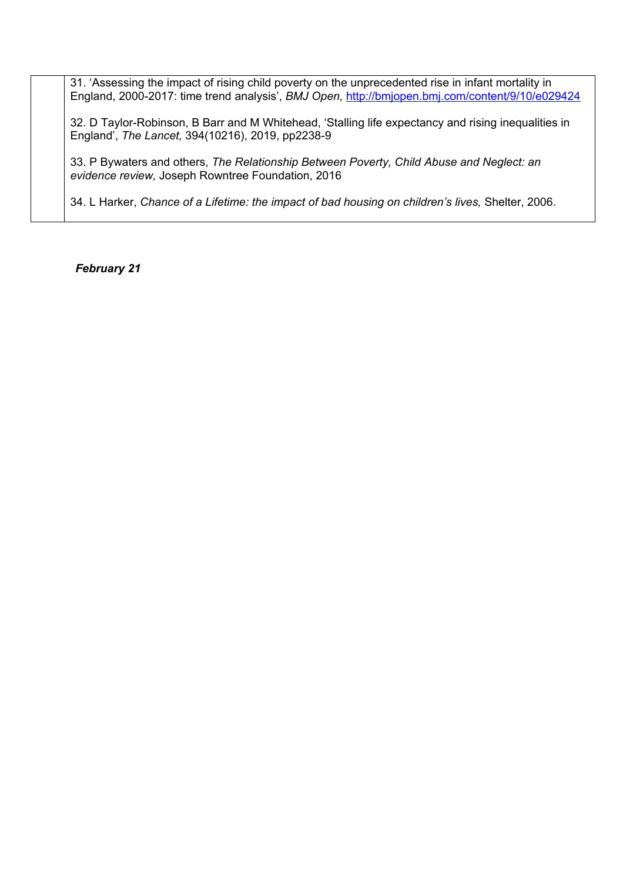31. 'Assessing the impact of rising child poverty on the unprecedented rise in infant mortality in England, 2000-2017: time trend analysis', *BMJ Open,* http://bmjopen.bmj.com/content/9/10/e029424

32. D Taylor-Robinson, B Barr and M Whitehead, 'Stalling life expectancy and rising inequalities in England', *The Lancet,* 394(10216), 2019, pp2238-9

33. P Bywaters and others, *The Relationship Between Poverty, Child Abuse and Neglect: an evidence review,* Joseph Rowntree Foundation, 2016

34. L Harker, *Chance of a Lifetime: the impact of bad housing on children's lives,* Shelter, 2006.

***February 21***